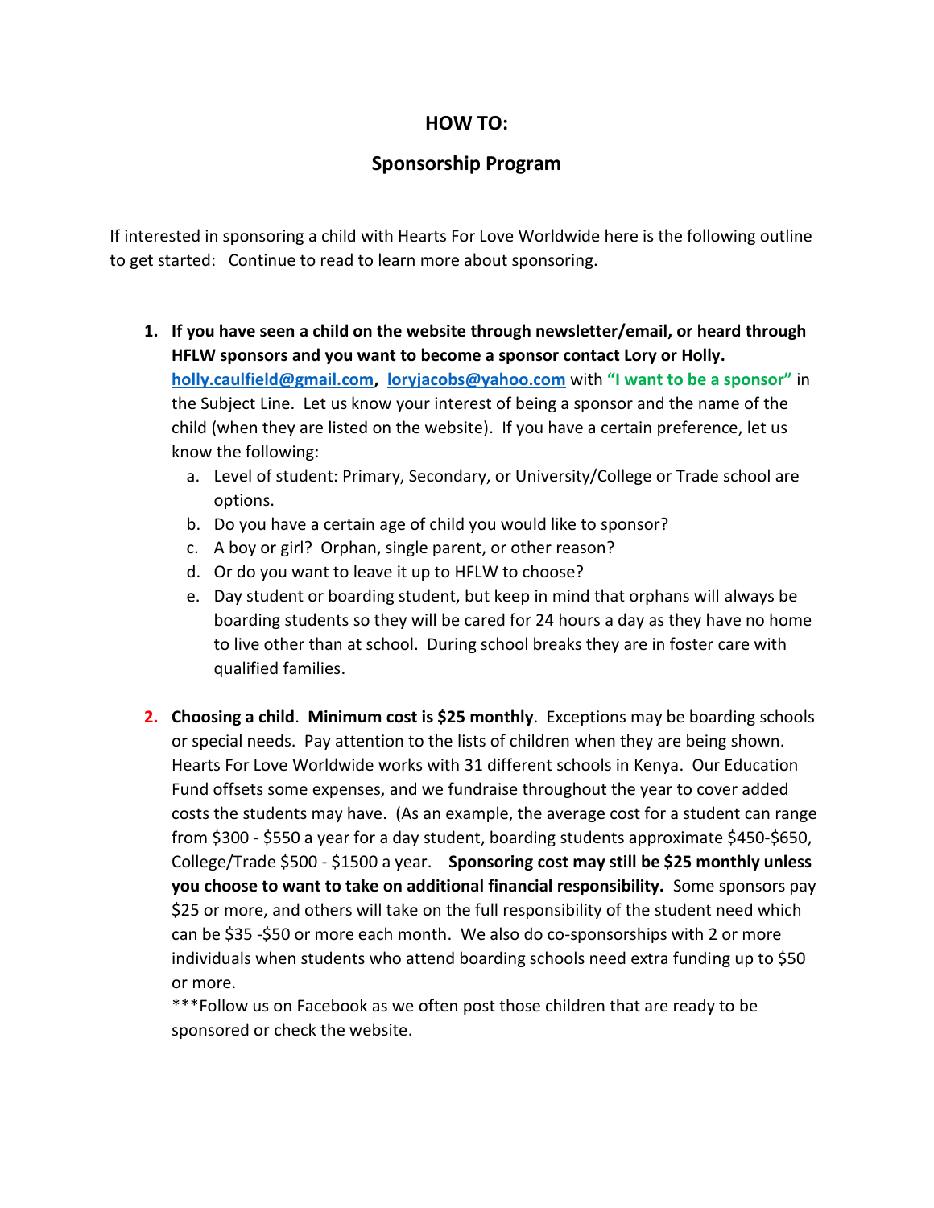## HOW TO:

## Sponsorship Program

If interested in sponsoring a child with Hearts For Love Worldwide here is the following outline to get started: Continue to read to learn more about sponsoring.

1. **If you have seen a child on the website through newsletter/email, or heard through HFLW sponsors and you want to become a sponsor contact Lory or Holly.** **holly.caulfield@gmail.com**, **loryjacobs@yahoo.com** with **"I want to be a sponsor"** in the Subject Line. Let us know your interest of being a sponsor and the name of the child (when they are listed on the website). If you have a certain preference, let us know the following:
   a. Level of student: Primary, Secondary, or University/College or Trade school are options.
   b. Do you have a certain age of child you would like to sponsor?
   c. A boy or girl? Orphan, single parent, or other reason?
   d. Or do you want to leave it up to HFLW to choose?
   e. Day student or boarding student, but keep in mind that orphans will always be boarding students so they will be cared for 24 hours a day as they have no home to live other than at school. During school breaks they are in foster care with qualified families.

2. **Choosing a child**. **Minimum cost is $25 monthly**. Exceptions may be boarding schools or special needs. Pay attention to the lists of children when they are being shown. Hearts For Love Worldwide works with 31 different schools in Kenya. Our Education Fund offsets some expenses, and we fundraise throughout the year to cover added costs the students may have. (As an example, the average cost for a student can range from $300 - $550 a year for a day student, boarding students approximate $450-$650, College/Trade $500 - $1500 a year. **Sponsoring cost may still be $25 monthly unless you choose to want to take on additional financial responsibility.** Some sponsors pay $25 or more, and others will take on the full responsibility of the student need which can be $35 -$50 or more each month. We also do co-sponsorships with 2 or more individuals when students who attend boarding schools need extra funding up to $50 or more.
   ***Follow us on Facebook as we often post those children that are ready to be sponsored or check the website.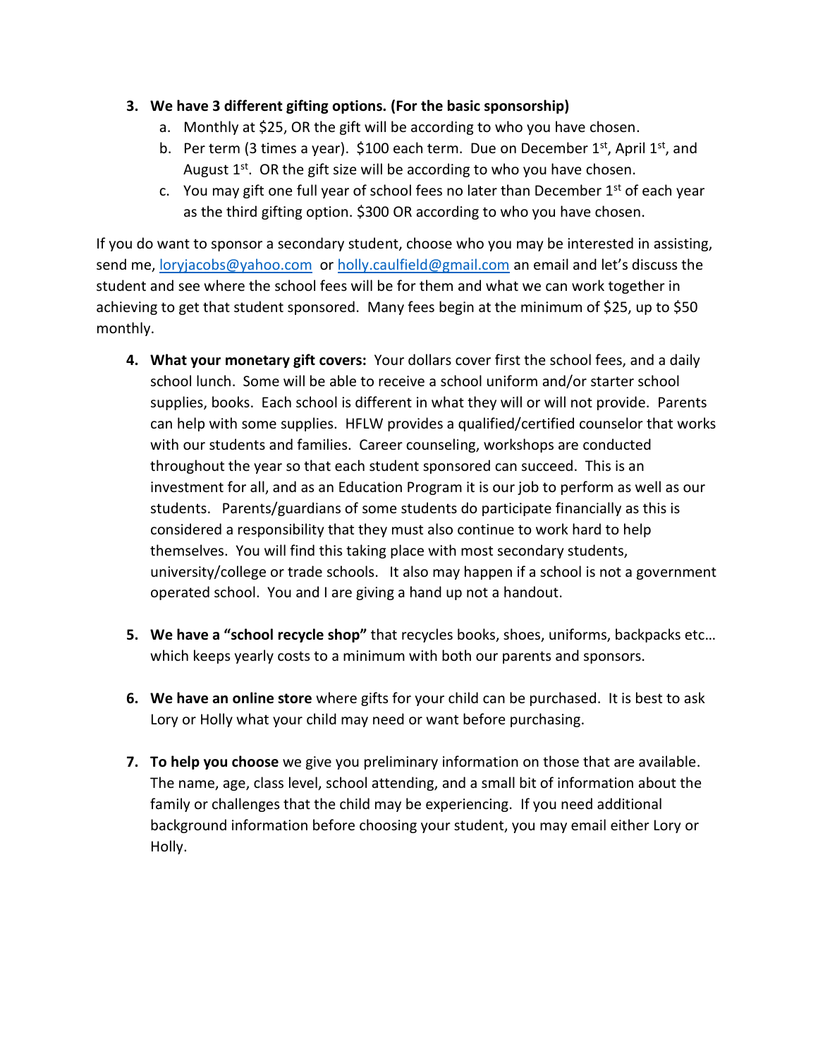3. **We have 3 different gifting options. (For the basic sponsorship)**
    a. Monthly at $25, OR the gift will be according to who you have chosen.
    b. Per term (3 times a year). $100 each term. Due on December 1st, April 1st, and August 1st. OR the gift size will be according to who you have chosen.
    c. You may gift one full year of school fees no later than December 1st of each year as the third gifting option. $300 OR according to who you have chosen.

If you do want to sponsor a secondary student, choose who you may be interested in assisting, send me, loryjacobs@yahoo.com or holly.caulfield@gmail.com an email and let's discuss the student and see where the school fees will be for them and what we can work together in achieving to get that student sponsored. Many fees begin at the minimum of $25, up to $50 monthly.

4. **What your monetary gift covers:** Your dollars cover first the school fees, and a daily school lunch. Some will be able to receive a school uniform and/or starter school supplies, books. Each school is different in what they will or will not provide. Parents can help with some supplies. HFLW provides a qualified/certified counselor that works with our students and families. Career counseling, workshops are conducted throughout the year so that each student sponsored can succeed. This is an investment for all, and as an Education Program it is our job to perform as well as our students. Parents/guardians of some students do participate financially as this is considered a responsibility that they must also continue to work hard to help themselves. You will find this taking place with most secondary students, university/college or trade schools. It also may happen if a school is not a government operated school. You and I are giving a hand up not a handout.

5. **We have a "school recycle shop"** that recycles books, shoes, uniforms, backpacks etc… which keeps yearly costs to a minimum with both our parents and sponsors.

6. **We have an online store** where gifts for your child can be purchased. It is best to ask Lory or Holly what your child may need or want before purchasing.

7. **To help you choose** we give you preliminary information on those that are available. The name, age, class level, school attending, and a small bit of information about the family or challenges that the child may be experiencing. If you need additional background information before choosing your student, you may email either Lory or Holly.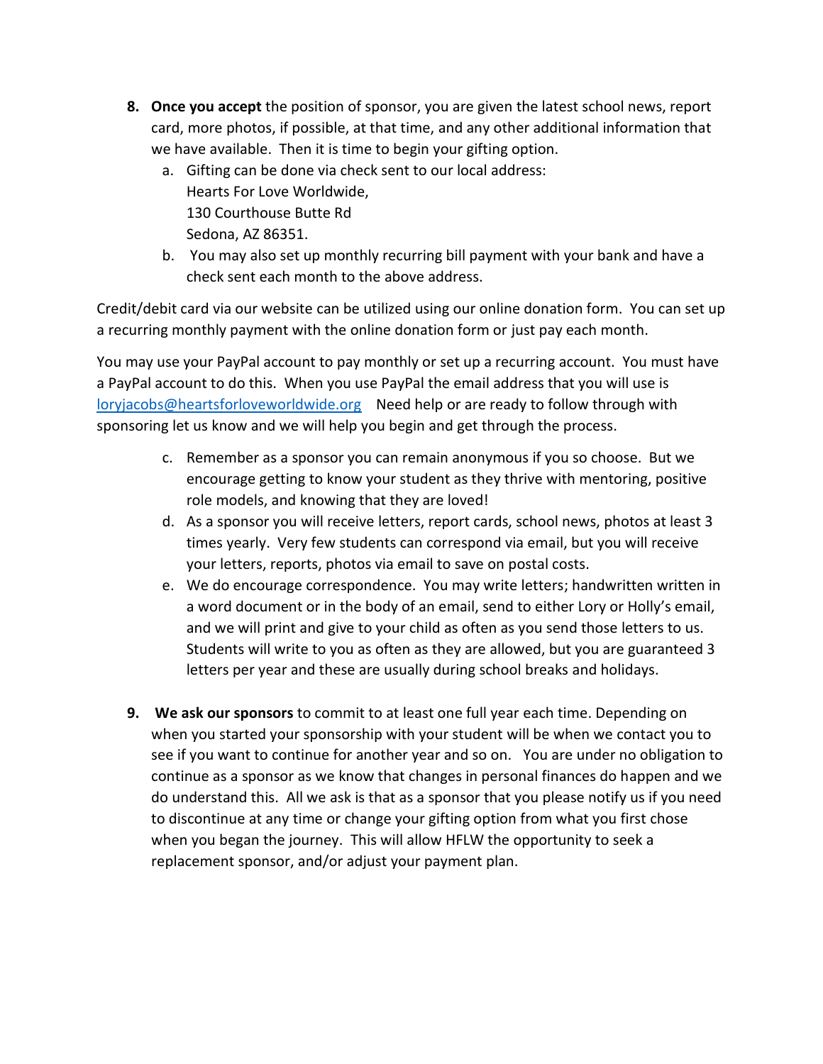8. **Once you accept** the position of sponsor, you are given the latest school news, report card, more photos, if possible, at that time, and any other additional information that we have available. Then it is time to begin your gifting option.
   a. Gifting can be done via check sent to our local address:
      Hearts For Love Worldwide,
      130 Courthouse Butte Rd
      Sedona, AZ 86351.
   b. You may also set up monthly recurring bill payment with your bank and have a check sent each month to the above address.

Credit/debit card via our website can be utilized using our online donation form. You can set up a recurring monthly payment with the online donation form or just pay each month.

You may use your PayPal account to pay monthly or set up a recurring account. You must have a PayPal account to do this. When you use PayPal the email address that you will use is [loryjacobs@heartsforloveworldwide.org](mailto:loryjacobs@heartsforloveworldwide.org) Need help or are ready to follow through with sponsoring let us know and we will help you begin and get through the process.

   c. Remember as a sponsor you can remain anonymous if you so choose. But we encourage getting to know your student as they thrive with mentoring, positive role models, and knowing that they are loved!
   d. As a sponsor you will receive letters, report cards, school news, photos at least 3 times yearly. Very few students can correspond via email, but you will receive your letters, reports, photos via email to save on postal costs.
   e. We do encourage correspondence. You may write letters; handwritten written in a word document or in the body of an email, send to either Lory or Holly's email, and we will print and give to your child as often as you send those letters to us. Students will write to you as often as they are allowed, but you are guaranteed 3 letters per year and these are usually during school breaks and holidays.

9. **We ask our sponsors** to commit to at least one full year each time. Depending on when you started your sponsorship with your student will be when we contact you to see if you want to continue for another year and so on. You are under no obligation to continue as a sponsor as we know that changes in personal finances do happen and we do understand this. All we ask is that as a sponsor that you please notify us if you need to discontinue at any time or change your gifting option from what you first chose when you began the journey. This will allow HFLW the opportunity to seek a replacement sponsor, and/or adjust your payment plan.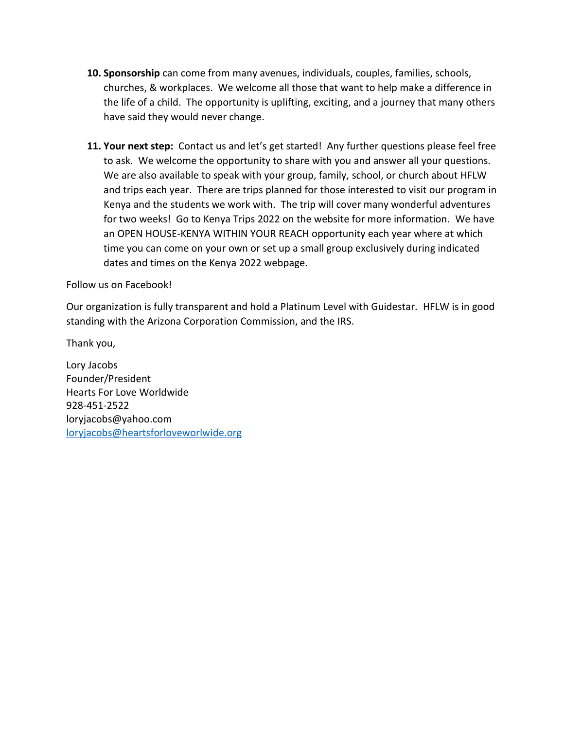10. **Sponsorship** can come from many avenues, individuals, couples, families, schools, churches, & workplaces. We welcome all those that want to help make a difference in the life of a child. The opportunity is uplifting, exciting, and a journey that many others have said they would never change.

11. **Your next step:** Contact us and let's get started! Any further questions please feel free to ask. We welcome the opportunity to share with you and answer all your questions. We are also available to speak with your group, family, school, or church about HFLW and trips each year. There are trips planned for those interested to visit our program in Kenya and the students we work with. The trip will cover many wonderful adventures for two weeks! Go to Kenya Trips 2022 on the website for more information. We have an OPEN HOUSE-KENYA WITHIN YOUR REACH opportunity each year where at which time you can come on your own or set up a small group exclusively during indicated dates and times on the Kenya 2022 webpage.

Follow us on Facebook!

Our organization is fully transparent and hold a Platinum Level with Guidestar. HFLW is in good standing with the Arizona Corporation Commission, and the IRS.

Thank you,

Lory Jacobs
Founder/President
Hearts For Love Worldwide
928-451-2522
loryjacobs@yahoo.com
loryjacobs@heartsforloveworlwide.org